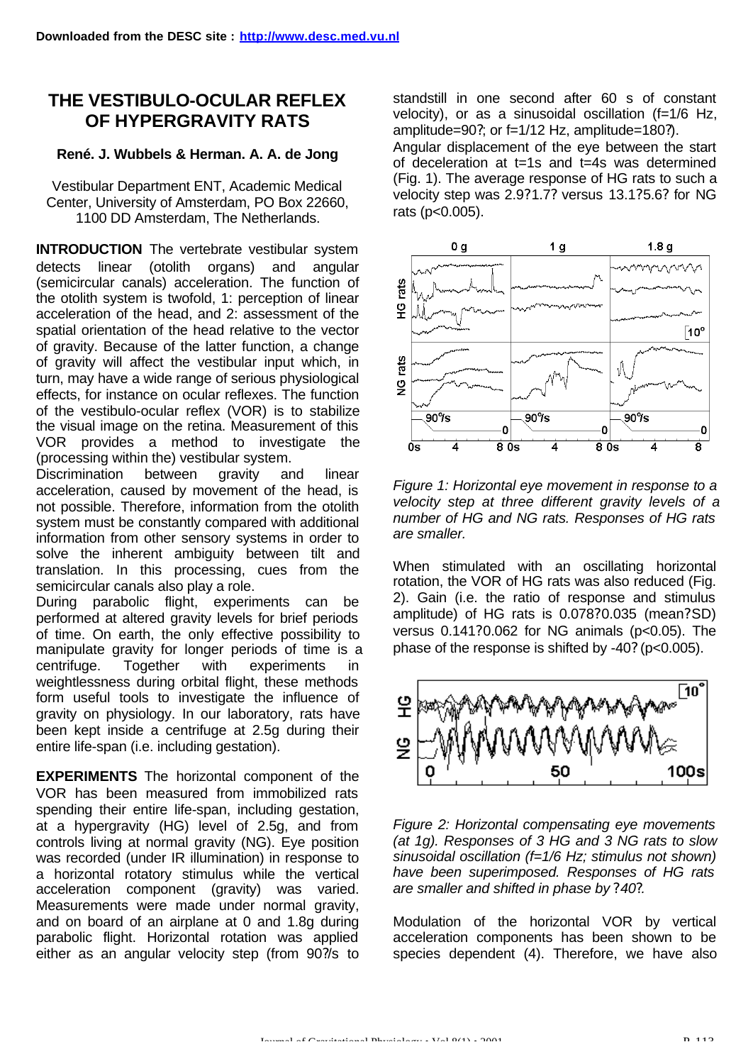Downloaded from the DESC site : http://www.desc.med.vu.nl

# THE VESTIBULO-OCULAR REFLEX OF HYPERGRAVITY RATS

**René. J. Wubbels & Herman. A. A. de Jong**

Vestibular Department ENT, Academic Medical Center, University of Amsterdam, PO Box 22660, 1100 DD Amsterdam, The Netherlands.

**INTRODUCTION** The vertebrate vestibular system detects linear (otolith organs) and angular (semicircular canals) acceleration. The function of the otolith system is twofold, 1: perception of linear acceleration of the head, and 2: assessment of the spatial orientation of the head relative to the vector of gravity. Because of the latter function, a change of gravity will affect the vestibular input which, in turn, may have a wide range of serious physiological effects, for instance on ocular reflexes. The function of the vestibulo-ocular reflex (VOR) is to stabilize the visual image on the retina. Measurement of this VOR provides a method to investigate the (processing within the) vestibular system.

Discrimination between gravity and linear acceleration, caused by movement of the head, is not possible. Therefore, information from the otolith system must be constantly compared with additional information from other sensory systems in order to solve the inherent ambiguity between tilt and translation. In this processing, cues from the semicircular canals also play a role.

During parabolic flight, experiments can be performed at altered gravity levels for brief periods of time. On earth, the only effective possibility to manipulate gravity for longer periods of time is a centrifuge. Together with experiments in weightlessness during orbital flight, these methods form useful tools to investigate the influence of gravity on physiology. In our laboratory, rats have been kept inside a centrifuge at 2.5g during their entire life-span (i.e. including gestation).

**EXPERIMENTS** The horizontal component of the VOR has been measured from immobilized rats spending their entire life-span, including gestation, at a hypergravity (HG) level of 2.5g, and from controls living at normal gravity (NG). Eye position was recorded (under IR illumination) in response to a horizontal rotatory stimulus while the vertical acceleration component (gravity) was varied. Measurements were made under normal gravity, and on board of an airplane at 0 and 1.8g during parabolic flight. Horizontal rotation was applied either as an angular velocity step (from 90?/s to standstill in one second after 60 s of constant velocity), or as a sinusoidal oscillation (f=1/6 Hz, amplitude=90?; or f=1/12 Hz, amplitude=180?).

Angular displacement of the eye between the start of deceleration at t=1s and t=4s was determined (Fig. 1). The average response of HG rats to such a velocity step was 2.9?1.7? versus 13.1?5.6? for NG rats ($p<0.005$).

*Figure 1: Horizontal eye movement in response to a velocity step at three different gravity levels of a number of HG and NG rats. Responses of HG rats are smaller.*

When stimulated with an oscillating horizontal rotation, the VOR of HG rats was also reduced (Fig. 2). Gain (i.e. the ratio of response and stimulus amplitude) of HG rats is 0.078?0.035 (mean?SD) versus 0.141?0.062 for NG animals ($p<0.05$). The phase of the response is shifted by -40? ($p<0.005$).

*Figure 2: Horizontal compensating eye movements (at 1g). Responses of 3 HG and 3 NG rats to slow sinusoidal oscillation (f=1/6 Hz; stimulus not shown) have been superimposed. Responses of HG rats are smaller and shifted in phase by ?40?.*

Modulation of the horizontal VOR by vertical acceleration components has been shown to be species dependent (4). Therefore, we have also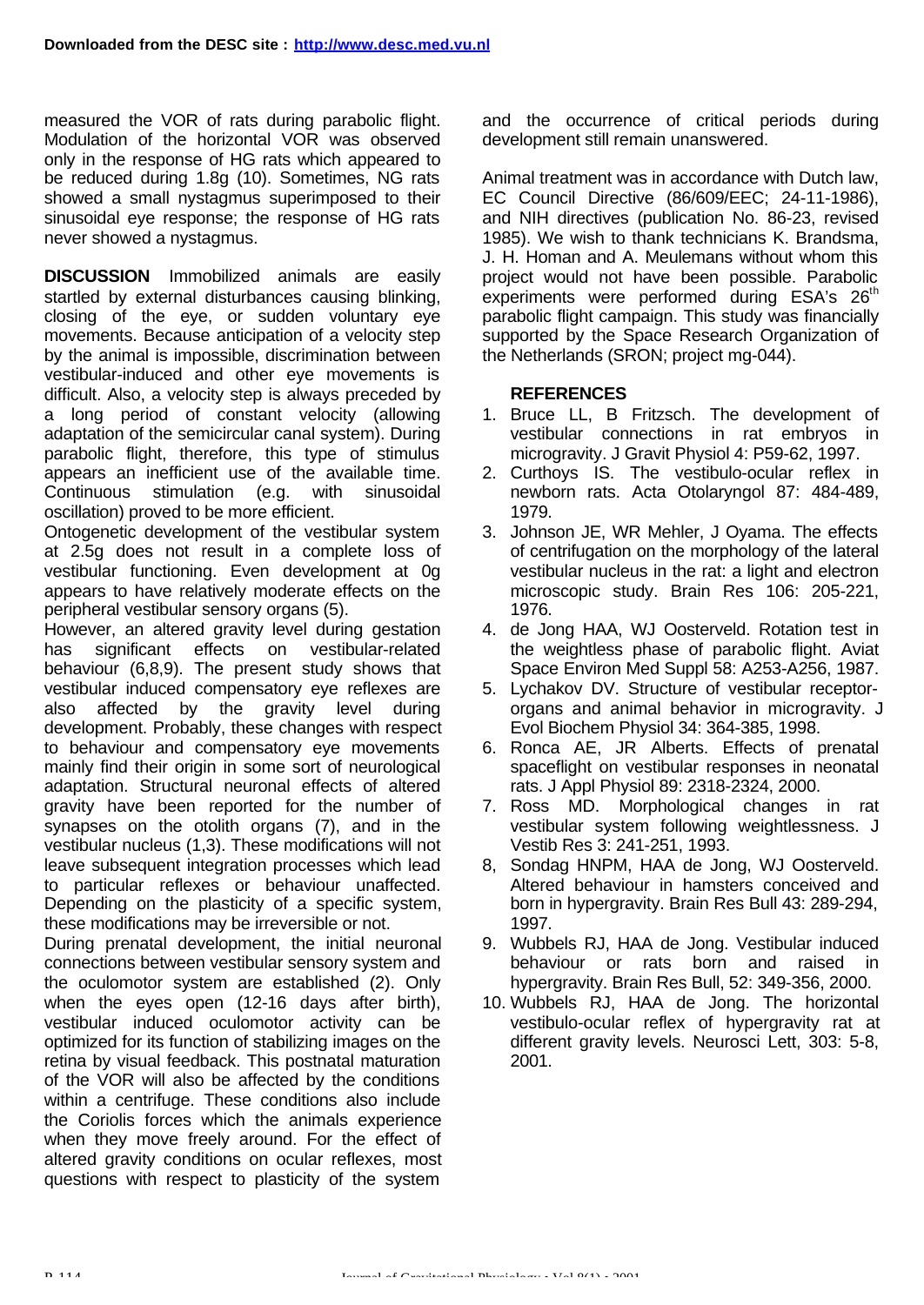measured the VOR of rats during parabolic flight. Modulation of the horizontal VOR was observed only in the response of HG rats which appeared to be reduced during 1.8g (10). Sometimes, NG rats showed a small nystagmus superimposed to their sinusoidal eye response; the response of HG rats never showed a nystagmus.

**DISCUSSION** Immobilized animals are easily startled by external disturbances causing blinking, closing of the eye, or sudden voluntary eye movements. Because anticipation of a velocity step by the animal is impossible, discrimination between vestibular-induced and other eye movements is difficult. Also, a velocity step is always preceded by a long period of constant velocity (allowing adaptation of the semicircular canal system). During parabolic flight, therefore, this type of stimulus appears an inefficient use of the available time. Continuous stimulation (e.g. with sinusoidal oscillation) proved to be more efficient.

Ontogenetic development of the vestibular system at 2.5g does not result in a complete loss of vestibular functioning. Even development at 0g appears to have relatively moderate effects on the peripheral vestibular sensory organs (5).

However, an altered gravity level during gestation has significant effects on vestibular-related behaviour (6,8,9). The present study shows that vestibular induced compensatory eye reflexes are also affected by the gravity level during development. Probably, these changes with respect to behaviour and compensatory eye movements mainly find their origin in some sort of neurological adaptation. Structural neuronal effects of altered gravity have been reported for the number of synapses on the otolith organs (7), and in the vestibular nucleus (1,3). These modifications will not leave subsequent integration processes which lead to particular reflexes or behaviour unaffected. Depending on the plasticity of a specific system, these modifications may be irreversible or not.

During prenatal development, the initial neuronal connections between vestibular sensory system and the oculomotor system are established (2). Only when the eyes open (12-16 days after birth), vestibular induced oculomotor activity can be optimized for its function of stabilizing images on the retina by visual feedback. This postnatal maturation of the VOR will also be affected by the conditions within a centrifuge. These conditions also include the Coriolis forces which the animals experience when they move freely around. For the effect of altered gravity conditions on ocular reflexes, most questions with respect to plasticity of the system and the occurrence of critical periods during development still remain unanswered.

Animal treatment was in accordance with Dutch law, EC Council Directive (86/609/EEC; 24-11-1986), and NIH directives (publication No. 86-23, revised 1985). We wish to thank technicians K. Brandsma, J. H. Homan and A. Meulemans without whom this project would not have been possible. Parabolic experiments were performed during ESA's 26th parabolic flight campaign. This study was financially supported by the Space Research Organization of the Netherlands (SRON; project mg-044).

**REFERENCES**

1. Bruce LL, B Fritzsch. The development of vestibular connections in rat embryos in microgravity. J Gravit Physiol 4: P59-62, 1997.
2. Curthoys IS. The vestibulo-ocular reflex in newborn rats. Acta Otolaryngol 87: 484-489, 1979.
3. Johnson JE, WR Mehler, J Oyama. The effects of centrifugation on the morphology of the lateral vestibular nucleus in the rat: a light and electron microscopic study. Brain Res 106: 205-221, 1976.
4. de Jong HAA, WJ Oosterveld. Rotation test in the weightless phase of parabolic flight. Aviat Space Environ Med Suppl 58: A253-A256, 1987.
5. Lychakov DV. Structure of vestibular receptor-organs and animal behavior in microgravity. J Evol Biochem Physiol 34: 364-385, 1998.
6. Ronca AE, JR Alberts. Effects of prenatal spaceflight on vestibular responses in neonatal rats. J Appl Physiol 89: 2318-2324, 2000.
7. Ross MD. Morphological changes in rat vestibular system following weightlessness. J Vestib Res 3: 241-251, 1993.
8. Sondag HNPM, HAA de Jong, WJ Oosterveld. Altered behaviour in hamsters conceived and born in hypergravity. Brain Res Bull 43: 289-294, 1997.
9. Wubbels RJ, HAA de Jong. Vestibular induced behaviour or rats born and raised in hypergravity. Brain Res Bull, 52: 349-356, 2000.
10. Wubbels RJ, HAA de Jong. The horizontal vestibulo-ocular reflex of hypergravity rat at different gravity levels. Neurosci Lett, 303: 5-8, 2001.